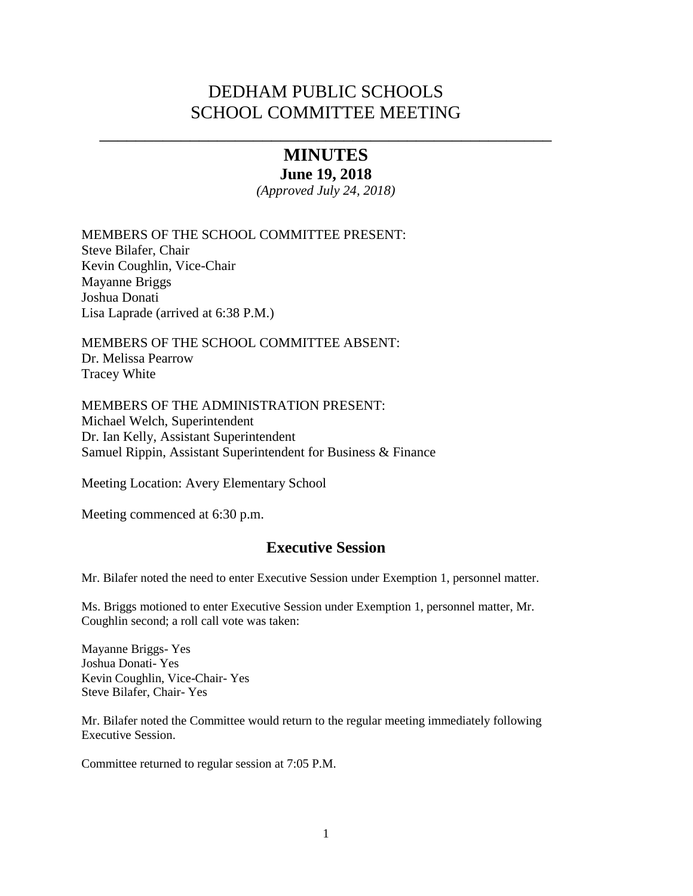# DEDHAM PUBLIC SCHOOLS
# SCHOOL COMMITTEE MEETING

---

## MINUTES

**June 19, 2018**

*(Approved July 24, 2018)*

MEMBERS OF THE SCHOOL COMMITTEE PRESENT:
Steve Bilafer, Chair
Kevin Coughlin, Vice-Chair
Mayanne Briggs
Joshua Donati
Lisa Laprade (arrived at 6:38 P.M.)

MEMBERS OF THE SCHOOL COMMITTEE ABSENT:
Dr. Melissa Pearrow
Tracey White

MEMBERS OF THE ADMINISTRATION PRESENT:
Michael Welch, Superintendent
Dr. Ian Kelly, Assistant Superintendent
Samuel Rippin, Assistant Superintendent for Business & Finance

Meeting Location: Avery Elementary School

Meeting commenced at 6:30 p.m.

## Executive Session

Mr. Bilafer noted the need to enter Executive Session under Exemption 1, personnel matter.

Ms. Briggs motioned to enter Executive Session under Exemption 1, personnel matter, Mr. Coughlin second; a roll call vote was taken:

Mayanne Briggs- Yes
Joshua Donati- Yes
Kevin Coughlin, Vice-Chair- Yes
Steve Bilafer, Chair- Yes

Mr. Bilafer noted the Committee would return to the regular meeting immediately following Executive Session.

Committee returned to regular session at 7:05 P.M.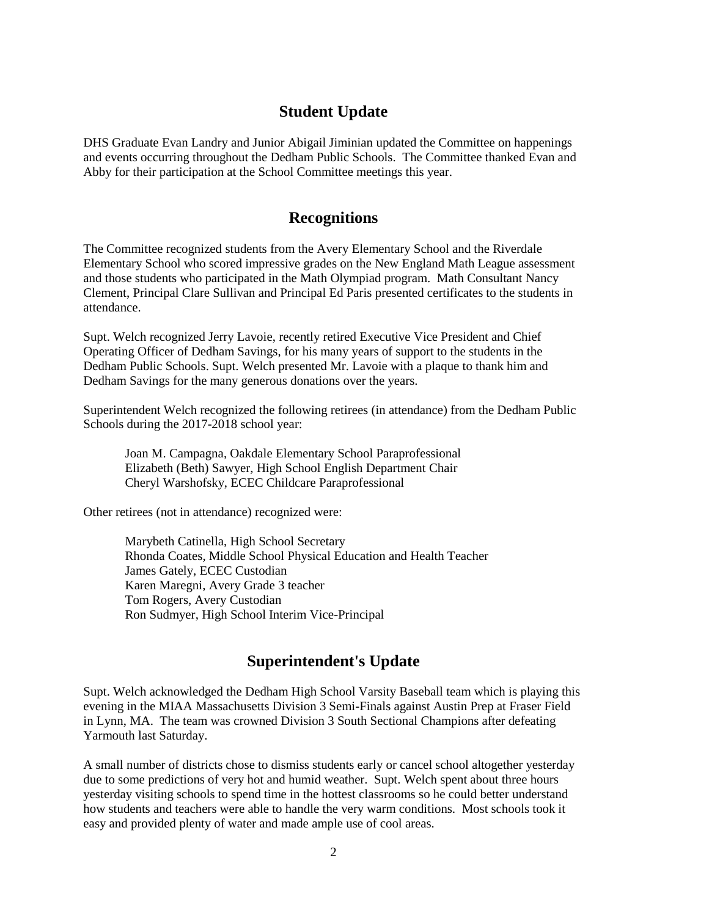## Student Update

DHS Graduate Evan Landry and Junior Abigail Jiminian updated the Committee on happenings and events occurring throughout the Dedham Public Schools. The Committee thanked Evan and Abby for their participation at the School Committee meetings this year.

## Recognitions

The Committee recognized students from the Avery Elementary School and the Riverdale Elementary School who scored impressive grades on the New England Math League assessment and those students who participated in the Math Olympiad program. Math Consultant Nancy Clement, Principal Clare Sullivan and Principal Ed Paris presented certificates to the students in attendance.

Supt. Welch recognized Jerry Lavoie, recently retired Executive Vice President and Chief Operating Officer of Dedham Savings, for his many years of support to the students in the Dedham Public Schools. Supt. Welch presented Mr. Lavoie with a plaque to thank him and Dedham Savings for the many generous donations over the years.

Superintendent Welch recognized the following retirees (in attendance) from the Dedham Public Schools during the 2017-2018 school year:

> Joan M. Campagna, Oakdale Elementary School Paraprofessional
> Elizabeth (Beth) Sawyer, High School English Department Chair
> Cheryl Warshofsky, ECEC Childcare Paraprofessional

Other retirees (not in attendance) recognized were:

> Marybeth Catinella, High School Secretary
> Rhonda Coates, Middle School Physical Education and Health Teacher
> James Gately, ECEC Custodian
> Karen Maregni, Avery Grade 3 teacher
> Tom Rogers, Avery Custodian
> Ron Sudmyer, High School Interim Vice-Principal

## Superintendent's Update

Supt. Welch acknowledged the Dedham High School Varsity Baseball team which is playing this evening in the MIAA Massachusetts Division 3 Semi-Finals against Austin Prep at Fraser Field in Lynn, MA. The team was crowned Division 3 South Sectional Champions after defeating Yarmouth last Saturday.

A small number of districts chose to dismiss students early or cancel school altogether yesterday due to some predictions of very hot and humid weather. Supt. Welch spent about three hours yesterday visiting schools to spend time in the hottest classrooms so he could better understand how students and teachers were able to handle the very warm conditions. Most schools took it easy and provided plenty of water and made ample use of cool areas.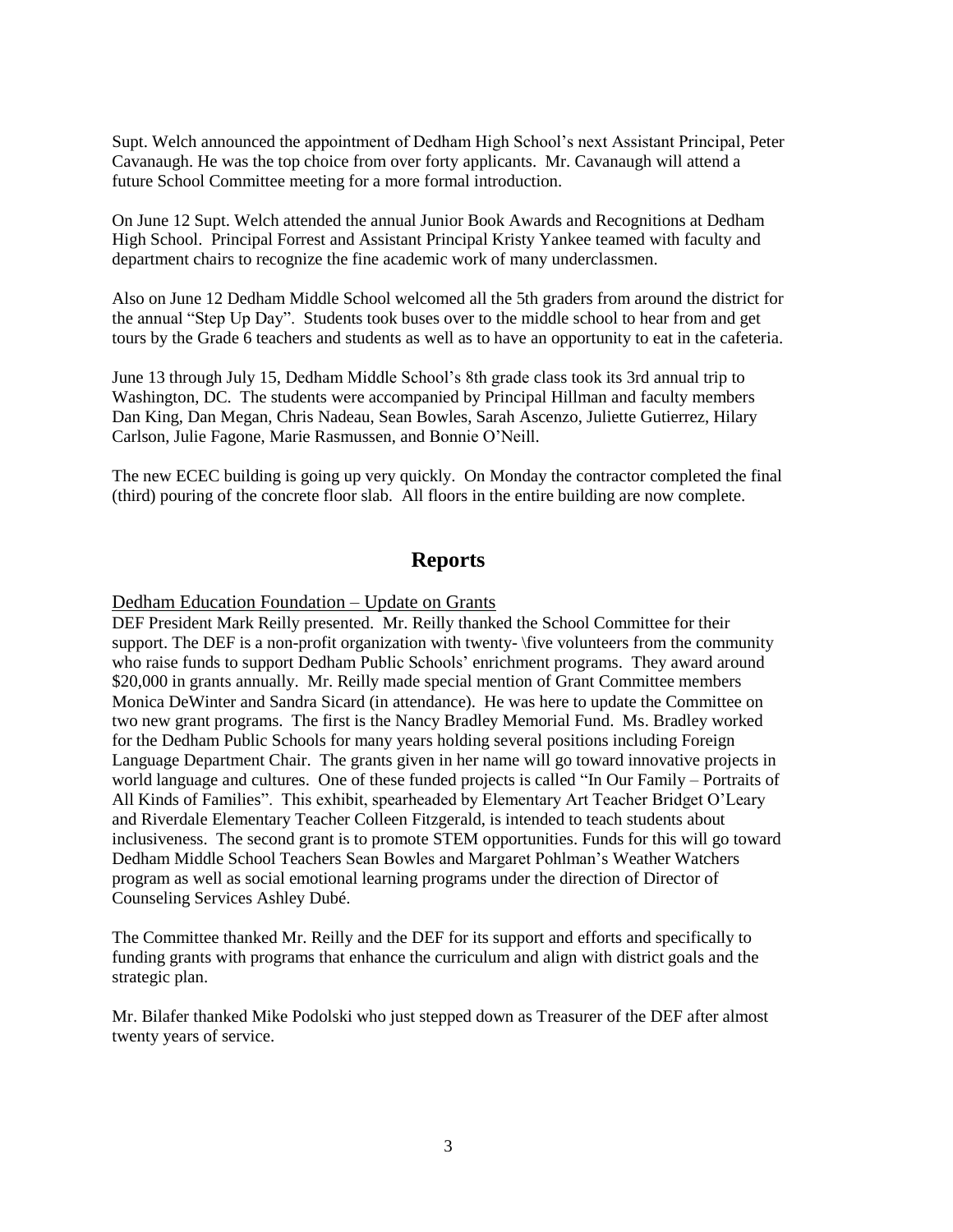Supt. Welch announced the appointment of Dedham High School's next Assistant Principal, Peter Cavanaugh. He was the top choice from over forty applicants. Mr. Cavanaugh will attend a future School Committee meeting for a more formal introduction.

On June 12 Supt. Welch attended the annual Junior Book Awards and Recognitions at Dedham High School. Principal Forrest and Assistant Principal Kristy Yankee teamed with faculty and department chairs to recognize the fine academic work of many underclassmen.

Also on June 12 Dedham Middle School welcomed all the 5th graders from around the district for the annual "Step Up Day". Students took buses over to the middle school to hear from and get tours by the Grade 6 teachers and students as well as to have an opportunity to eat in the cafeteria.

June 13 through July 15, Dedham Middle School's 8th grade class took its 3rd annual trip to Washington, DC. The students were accompanied by Principal Hillman and faculty members Dan King, Dan Megan, Chris Nadeau, Sean Bowles, Sarah Ascenzo, Juliette Gutierrez, Hilary Carlson, Julie Fagone, Marie Rasmussen, and Bonnie O'Neill.

The new ECEC building is going up very quickly. On Monday the contractor completed the final (third) pouring of the concrete floor slab. All floors in the entire building are now complete.

## Reports

Dedham Education Foundation – Update on Grants

DEF President Mark Reilly presented. Mr. Reilly thanked the School Committee for their support. The DEF is a non-profit organization with twenty- \five volunteers from the community who raise funds to support Dedham Public Schools' enrichment programs. They award around $20,000 in grants annually. Mr. Reilly made special mention of Grant Committee members Monica DeWinter and Sandra Sicard (in attendance). He was here to update the Committee on two new grant programs. The first is the Nancy Bradley Memorial Fund. Ms. Bradley worked for the Dedham Public Schools for many years holding several positions including Foreign Language Department Chair. The grants given in her name will go toward innovative projects in world language and cultures. One of these funded projects is called "In Our Family – Portraits of All Kinds of Families". This exhibit, spearheaded by Elementary Art Teacher Bridget O'Leary and Riverdale Elementary Teacher Colleen Fitzgerald, is intended to teach students about inclusiveness. The second grant is to promote STEM opportunities. Funds for this will go toward Dedham Middle School Teachers Sean Bowles and Margaret Pohlman's Weather Watchers program as well as social emotional learning programs under the direction of Director of Counseling Services Ashley Dubé.

The Committee thanked Mr. Reilly and the DEF for its support and efforts and specifically to funding grants with programs that enhance the curriculum and align with district goals and the strategic plan.

Mr. Bilafer thanked Mike Podolski who just stepped down as Treasurer of the DEF after almost twenty years of service.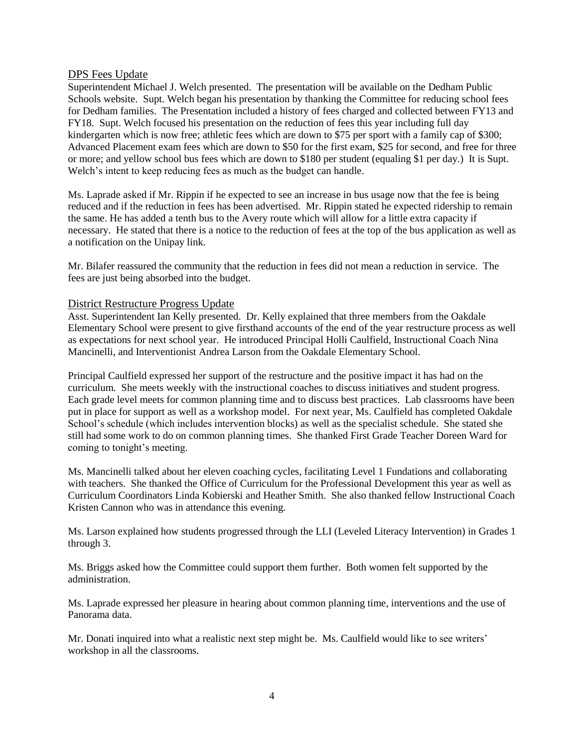## DPS Fees Update

Superintendent Michael J. Welch presented. The presentation will be available on the Dedham Public Schools website. Supt. Welch began his presentation by thanking the Committee for reducing school fees for Dedham families. The Presentation included a history of fees charged and collected between FY13 and FY18. Supt. Welch focused his presentation on the reduction of fees this year including full day kindergarten which is now free; athletic fees which are down to $75 per sport with a family cap of $300; Advanced Placement exam fees which are down to $50 for the first exam, $25 for second, and free for three or more; and yellow school bus fees which are down to $180 per student (equaling $1 per day.) It is Supt. Welch's intent to keep reducing fees as much as the budget can handle.

Ms. Laprade asked if Mr. Rippin if he expected to see an increase in bus usage now that the fee is being reduced and if the reduction in fees has been advertised. Mr. Rippin stated he expected ridership to remain the same. He has added a tenth bus to the Avery route which will allow for a little extra capacity if necessary. He stated that there is a notice to the reduction of fees at the top of the bus application as well as a notification on the Unipay link.

Mr. Bilafer reassured the community that the reduction in fees did not mean a reduction in service. The fees are just being absorbed into the budget.

## District Restructure Progress Update

Asst. Superintendent Ian Kelly presented. Dr. Kelly explained that three members from the Oakdale Elementary School were present to give firsthand accounts of the end of the year restructure process as well as expectations for next school year. He introduced Principal Holli Caulfield, Instructional Coach Nina Mancinelli, and Interventionist Andrea Larson from the Oakdale Elementary School.

Principal Caulfield expressed her support of the restructure and the positive impact it has had on the curriculum. She meets weekly with the instructional coaches to discuss initiatives and student progress. Each grade level meets for common planning time and to discuss best practices. Lab classrooms have been put in place for support as well as a workshop model. For next year, Ms. Caulfield has completed Oakdale School's schedule (which includes intervention blocks) as well as the specialist schedule. She stated she still had some work to do on common planning times. She thanked First Grade Teacher Doreen Ward for coming to tonight's meeting.

Ms. Mancinelli talked about her eleven coaching cycles, facilitating Level 1 Fundations and collaborating with teachers. She thanked the Office of Curriculum for the Professional Development this year as well as Curriculum Coordinators Linda Kobierski and Heather Smith. She also thanked fellow Instructional Coach Kristen Cannon who was in attendance this evening.

Ms. Larson explained how students progressed through the LLI (Leveled Literacy Intervention) in Grades 1 through 3.

Ms. Briggs asked how the Committee could support them further. Both women felt supported by the administration.

Ms. Laprade expressed her pleasure in hearing about common planning time, interventions and the use of Panorama data.

Mr. Donati inquired into what a realistic next step might be. Ms. Caulfield would like to see writers' workshop in all the classrooms.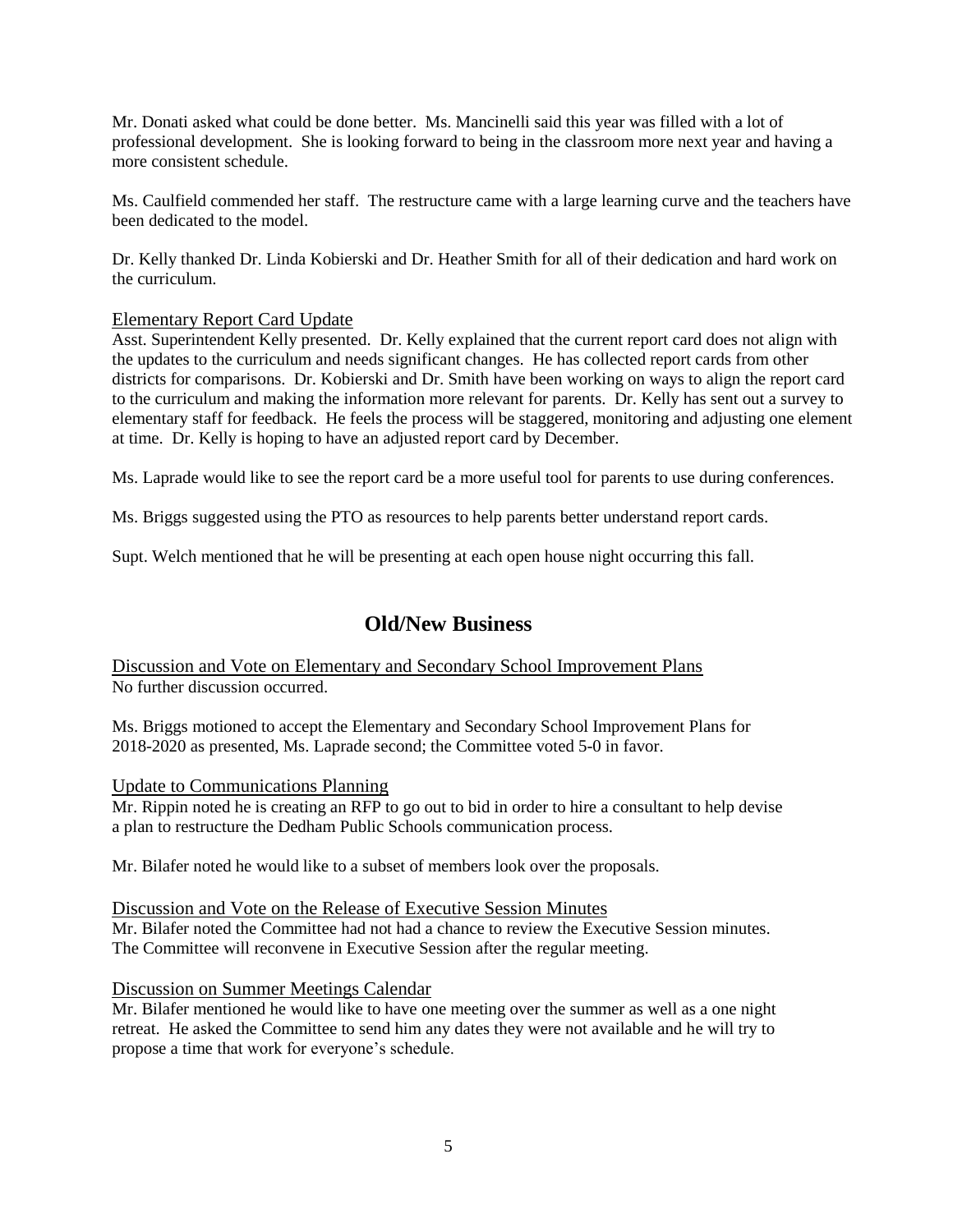Mr. Donati asked what could be done better. Ms. Mancinelli said this year was filled with a lot of professional development. She is looking forward to being in the classroom more next year and having a more consistent schedule.

Ms. Caulfield commended her staff. The restructure came with a large learning curve and the teachers have been dedicated to the model.

Dr. Kelly thanked Dr. Linda Kobierski and Dr. Heather Smith for all of their dedication and hard work on the curriculum.

### Elementary Report Card Update

Asst. Superintendent Kelly presented. Dr. Kelly explained that the current report card does not align with the updates to the curriculum and needs significant changes. He has collected report cards from other districts for comparisons. Dr. Kobierski and Dr. Smith have been working on ways to align the report card to the curriculum and making the information more relevant for parents. Dr. Kelly has sent out a survey to elementary staff for feedback. He feels the process will be staggered, monitoring and adjusting one element at time. Dr. Kelly is hoping to have an adjusted report card by December.

Ms. Laprade would like to see the report card be a more useful tool for parents to use during conferences.

Ms. Briggs suggested using the PTO as resources to help parents better understand report cards.

Supt. Welch mentioned that he will be presenting at each open house night occurring this fall.

## Old/New Business

### Discussion and Vote on Elementary and Secondary School Improvement Plans

No further discussion occurred.

Ms. Briggs motioned to accept the Elementary and Secondary School Improvement Plans for 2018-2020 as presented, Ms. Laprade second; the Committee voted 5-0 in favor.

### Update to Communications Planning

Mr. Rippin noted he is creating an RFP to go out to bid in order to hire a consultant to help devise a plan to restructure the Dedham Public Schools communication process.

Mr. Bilafer noted he would like to a subset of members look over the proposals.

### Discussion and Vote on the Release of Executive Session Minutes

Mr. Bilafer noted the Committee had not had a chance to review the Executive Session minutes. The Committee will reconvene in Executive Session after the regular meeting.

### Discussion on Summer Meetings Calendar

Mr. Bilafer mentioned he would like to have one meeting over the summer as well as a one night retreat. He asked the Committee to send him any dates they were not available and he will try to propose a time that work for everyone's schedule.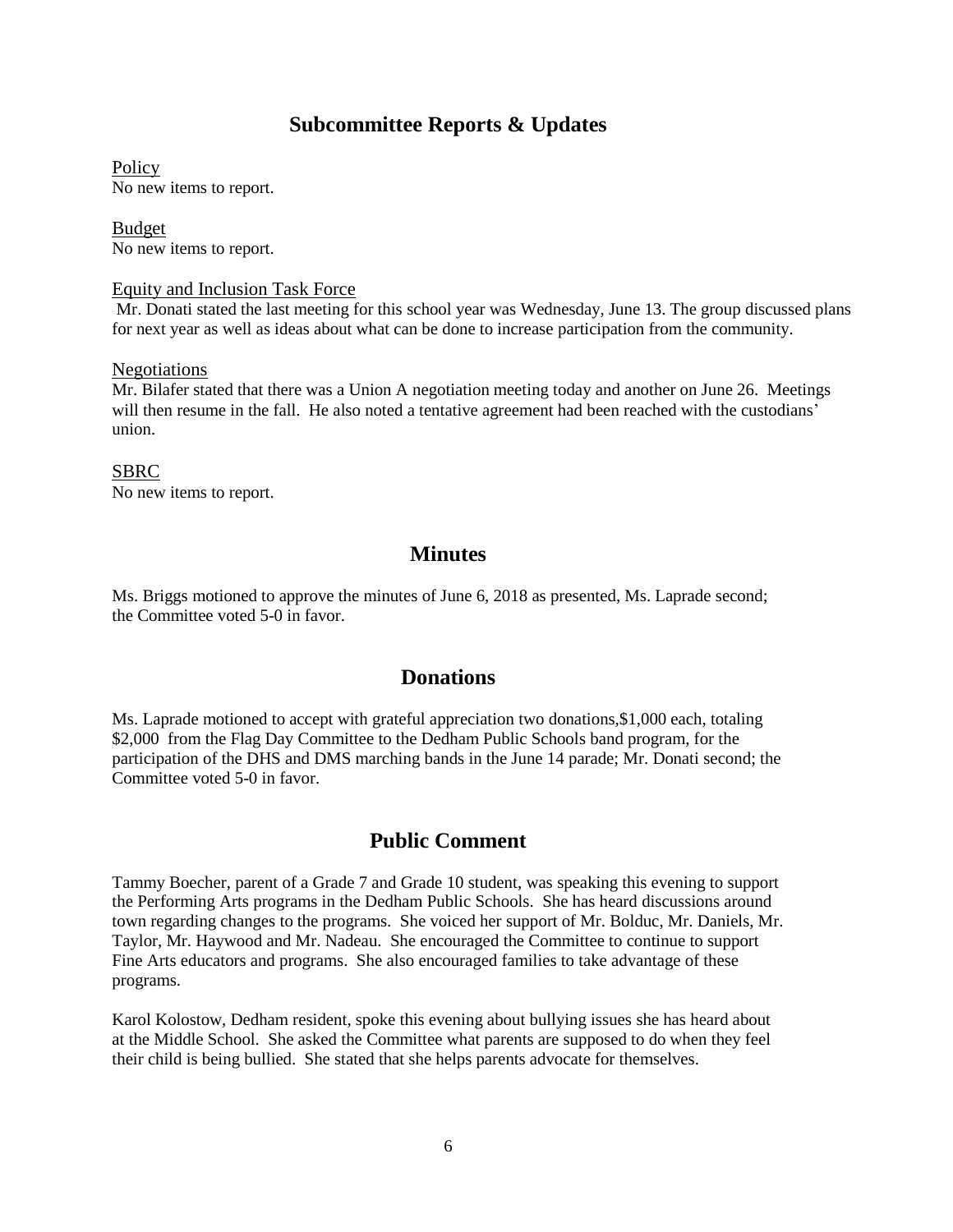## Subcommittee Reports & Updates

Policy
No new items to report.

Budget
No new items to report.

Equity and Inclusion Task Force
Mr. Donati stated the last meeting for this school year was Wednesday, June 13. The group discussed plans for next year as well as ideas about what can be done to increase participation from the community.

Negotiations
Mr. Bilafer stated that there was a Union A negotiation meeting today and another on June 26. Meetings will then resume in the fall. He also noted a tentative agreement had been reached with the custodians' union.

SBRC
No new items to report.

## Minutes

Ms. Briggs motioned to approve the minutes of June 6, 2018 as presented, Ms. Laprade second; the Committee voted 5-0 in favor.

## Donations

Ms. Laprade motioned to accept with grateful appreciation two donations,$1,000 each, totaling $2,000 from the Flag Day Committee to the Dedham Public Schools band program, for the participation of the DHS and DMS marching bands in the June 14 parade; Mr. Donati second; the Committee voted 5-0 in favor.

## Public Comment

Tammy Boecher, parent of a Grade 7 and Grade 10 student, was speaking this evening to support the Performing Arts programs in the Dedham Public Schools. She has heard discussions around town regarding changes to the programs. She voiced her support of Mr. Bolduc, Mr. Daniels, Mr. Taylor, Mr. Haywood and Mr. Nadeau. She encouraged the Committee to continue to support Fine Arts educators and programs. She also encouraged families to take advantage of these programs.

Karol Kolostow, Dedham resident, spoke this evening about bullying issues she has heard about at the Middle School. She asked the Committee what parents are supposed to do when they feel their child is being bullied. She stated that she helps parents advocate for themselves.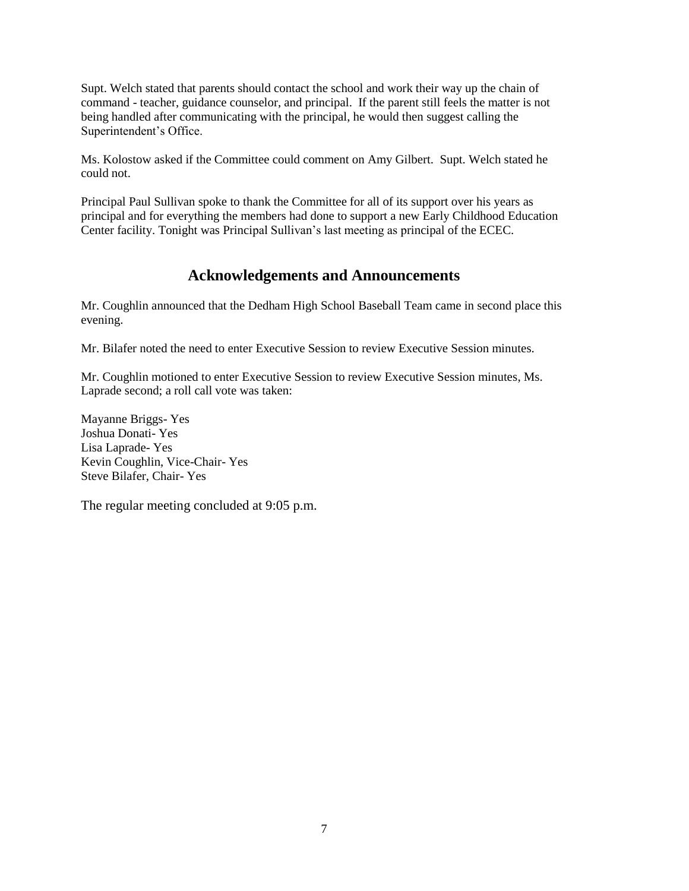Supt. Welch stated that parents should contact the school and work their way up the chain of command - teacher, guidance counselor, and principal. If the parent still feels the matter is not being handled after communicating with the principal, he would then suggest calling the Superintendent's Office.

Ms. Kolostow asked if the Committee could comment on Amy Gilbert. Supt. Welch stated he could not.

Principal Paul Sullivan spoke to thank the Committee for all of its support over his years as principal and for everything the members had done to support a new Early Childhood Education Center facility. Tonight was Principal Sullivan's last meeting as principal of the ECEC.

## Acknowledgements and Announcements

Mr. Coughlin announced that the Dedham High School Baseball Team came in second place this evening.

Mr. Bilafer noted the need to enter Executive Session to review Executive Session minutes.

Mr. Coughlin motioned to enter Executive Session to review Executive Session minutes, Ms. Laprade second; a roll call vote was taken:

Mayanne Briggs- Yes
Joshua Donati- Yes
Lisa Laprade- Yes
Kevin Coughlin, Vice-Chair- Yes
Steve Bilafer, Chair- Yes

The regular meeting concluded at 9:05 p.m.